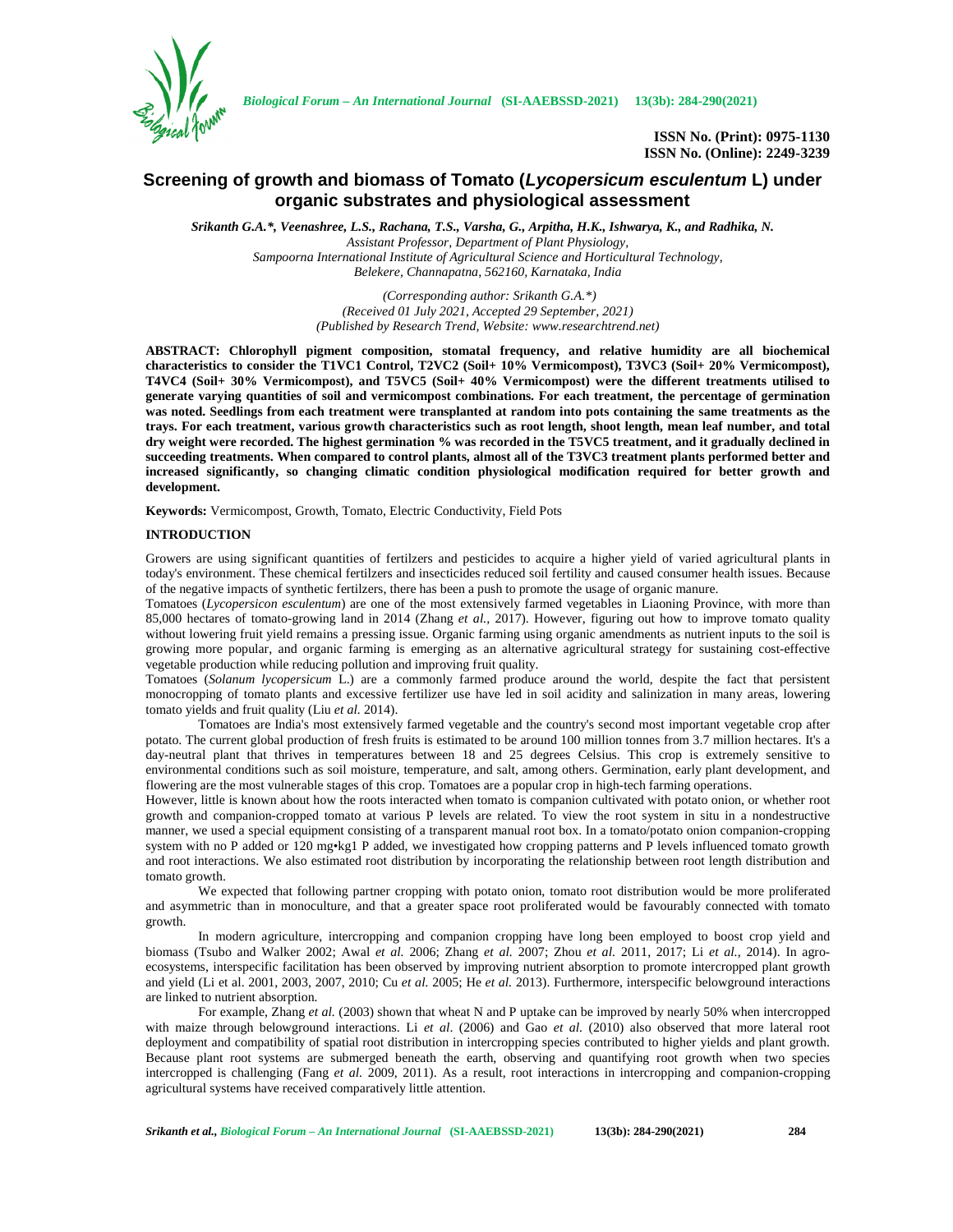# Screening of growth and biomass of Tomato (*Lycopersicum esculentum* L) under organic substrates and physiological assessment

*Srikanth G.A.\*, Veenashree, L.S., Rachana, T.S., Varsha, G., Arpitha, H.K., Ishwarya, K., and Radhika, N.*

*Assistant Professor, Department of Plant Physiology,*
*Sampoorna International Institute of Agricultural Science and Horticultural Technology,*
*Belekere, Channapatna, 562160, Karnataka, India*

*(Corresponding author: Srikanth G.A.\*)*
*(Received 01 July 2021, Accepted 29 September, 2021)*
*(Published by Research Trend, Website: www.researchtrend.net)*

**ABSTRACT: Chlorophyll pigment composition, stomatal frequency, and relative humidity are all biochemical characteristics to consider the T1VC1 Control, T2VC2 (Soil+ 10% Vermicompost), T3VC3 (Soil+ 20% Vermicompost), T4VC4 (Soil+ 30% Vermicompost), and T5VC5 (Soil+ 40% Vermicompost) were the different treatments utilised to generate varying quantities of soil and vermicompost combinations. For each treatment, the percentage of germination was noted. Seedlings from each treatment were transplanted at random into pots containing the same treatments as the trays. For each treatment, various growth characteristics such as root length, shoot length, mean leaf number, and total dry weight were recorded. The highest germination % was recorded in the T5VC5 treatment, and it gradually declined in succeeding treatments. When compared to control plants, almost all of the T3VC3 treatment plants performed better and increased significantly, so changing climatic condition physiological modification required for better growth and development.**

**Keywords:** Vermicompost, Growth, Tomato, Electric Conductivity, Field Pots

## INTRODUCTION

Growers are using significant quantities of fertilzers and pesticides to acquire a higher yield of varied agricultural plants in today's environment. These chemical fertilzers and insecticides reduced soil fertility and caused consumer health issues. Because of the negative impacts of synthetic fertilzers, there has been a push to promote the usage of organic manure.

Tomatoes (*Lycopersicon esculentum*) are one of the most extensively farmed vegetables in Liaoning Province, with more than 85,000 hectares of tomato-growing land in 2014 (Zhang *et al.*, 2017). However, figuring out how to improve tomato quality without lowering fruit yield remains a pressing issue. Organic farming using organic amendments as nutrient inputs to the soil is growing more popular, and organic farming is emerging as an alternative agricultural strategy for sustaining cost-effective vegetable production while reducing pollution and improving fruit quality.

Tomatoes (*Solanum lycopersicum* L.) are a commonly farmed produce around the world, despite the fact that persistent monocropping of tomato plants and excessive fertilizer use have led in soil acidity and salinization in many areas, lowering tomato yields and fruit quality (Liu *et al.* 2014).

Tomatoes are India's most extensively farmed vegetable and the country's second most important vegetable crop after potato. The current global production of fresh fruits is estimated to be around 100 million tonnes from 3.7 million hectares. It's a day-neutral plant that thrives in temperatures between 18 and 25 degrees Celsius. This crop is extremely sensitive to environmental conditions such as soil moisture, temperature, and salt, among others. Germination, early plant development, and flowering are the most vulnerable stages of this crop. Tomatoes are a popular crop in high-tech farming operations.

However, little is known about how the roots interacted when tomato is companion cultivated with potato onion, or whether root growth and companion-cropped tomato at various P levels are related. To view the root system in situ in a nondestructive manner, we used a special equipment consisting of a transparent manual root box. In a tomato/potato onion companion-cropping system with no P added or 120 mg•kg1 P added, we investigated how cropping patterns and P levels influenced tomato growth and root interactions. We also estimated root distribution by incorporating the relationship between root length distribution and tomato growth.

We expected that following partner cropping with potato onion, tomato root distribution would be more proliferated and asymmetric than in monoculture, and that a greater space root proliferated would be favourably connected with tomato growth.

In modern agriculture, intercropping and companion cropping have long been employed to boost crop yield and biomass (Tsubo and Walker 2002; Awal *et al.* 2006; Zhang *et al.* 2007; Zhou *et al.* 2011, 2017; Li *et al.*, 2014). In agro-ecosystems, interspecific facilitation has been observed by improving nutrient absorption to promote intercropped plant growth and yield (Li et al. 2001, 2003, 2007, 2010; Cu *et al.* 2005; He *et al.* 2013). Furthermore, interspecific belowground interactions are linked to nutrient absorption.

For example, Zhang *et al.* (2003) shown that wheat N and P uptake can be improved by nearly 50% when intercropped with maize through belowground interactions. Li *et al*. (2006) and Gao *et al.* (2010) also observed that more lateral root deployment and compatibility of spatial root distribution in intercropping species contributed to higher yields and plant growth. Because plant root systems are submerged beneath the earth, observing and quantifying root growth when two species intercropped is challenging (Fang *et al.* 2009, 2011). As a result, root interactions in intercropping and companion-cropping agricultural systems have received comparatively little attention.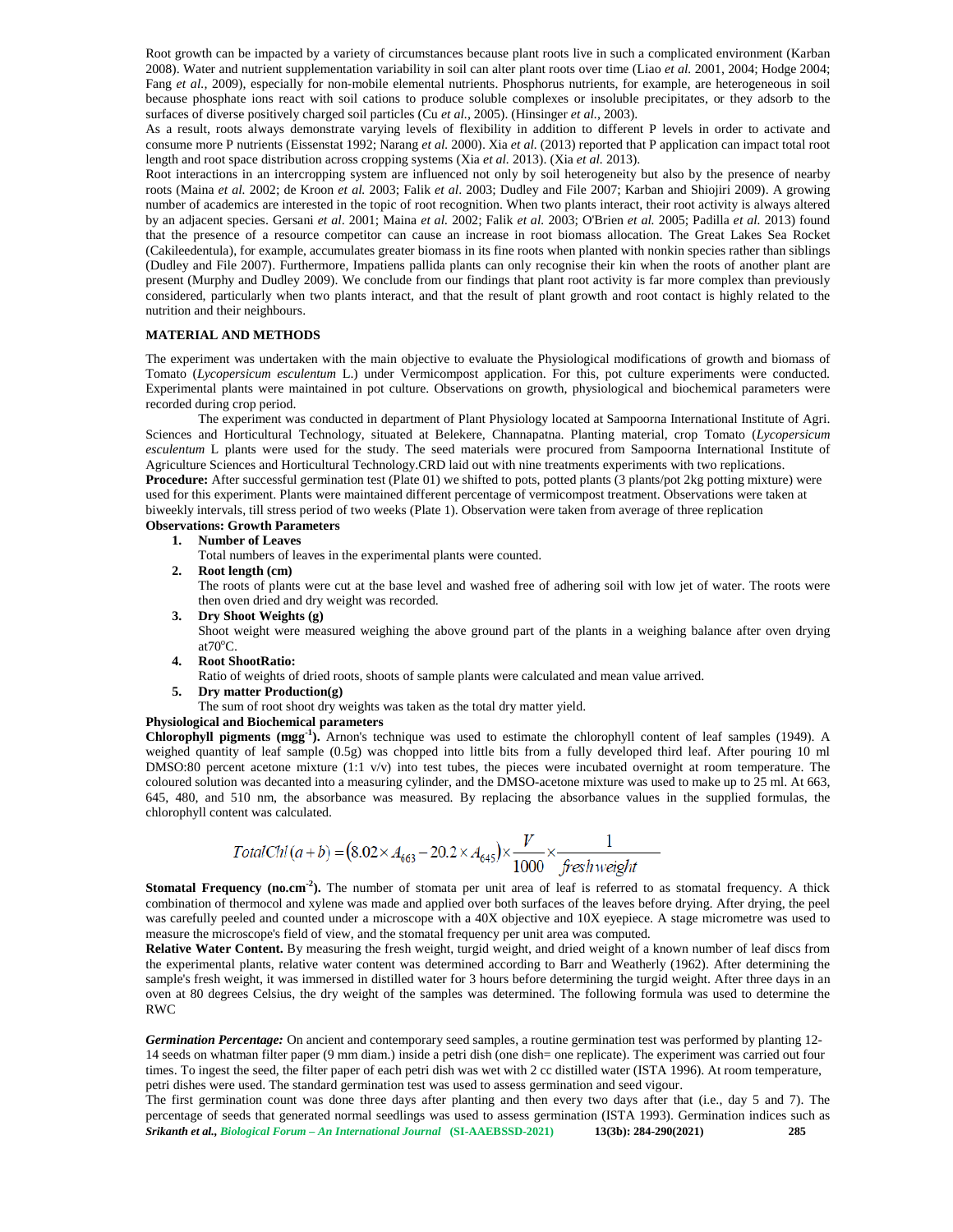Root growth can be impacted by a variety of circumstances because plant roots live in such a complicated environment (Karban 2008). Water and nutrient supplementation variability in soil can alter plant roots over time (Liao *et al.* 2001, 2004; Hodge 2004; Fang *et al.,* 2009), especially for non-mobile elemental nutrients. Phosphorus nutrients, for example, are heterogeneous in soil because phosphate ions react with soil cations to produce soluble complexes or insoluble precipitates, or they adsorb to the surfaces of diverse positively charged soil particles (Cu *et al.,* 2005). (Hinsinger *et al.,* 2003).

As a result, roots always demonstrate varying levels of flexibility in addition to different P levels in order to activate and consume more P nutrients (Eissenstat 1992; Narang *et al.* 2000). Xia *et al.* (2013) reported that P application can impact total root length and root space distribution across cropping systems (Xia *et al.* 2013). (Xia *et al.* 2013).

Root interactions in an intercropping system are influenced not only by soil heterogeneity but also by the presence of nearby roots (Maina *et al.* 2002; de Kroon *et al.* 2003; Falik *et al.* 2003; Dudley and File 2007; Karban and Shiojiri 2009). A growing number of academics are interested in the topic of root recognition. When two plants interact, their root activity is always altered by an adjacent species. Gersani *et al.* 2001; Maina *et al.* 2002; Falik *et al.* 2003; O'Brien *et al.* 2005; Padilla *et al.* 2013) found that the presence of a resource competitor can cause an increase in root biomass allocation. The Great Lakes Sea Rocket (Cakileedentula), for example, accumulates greater biomass in its fine roots when planted with nonkin species rather than siblings (Dudley and File 2007). Furthermore, Impatiens pallida plants can only recognise their kin when the roots of another plant are present (Murphy and Dudley 2009). We conclude from our findings that plant root activity is far more complex than previously considered, particularly when two plants interact, and that the result of plant growth and root contact is highly related to the nutrition and their neighbours.

## MATERIAL AND METHODS

The experiment was undertaken with the main objective to evaluate the Physiological modifications of growth and biomass of Tomato (*Lycopersicum esculentum* L.) under Vermicompost application. For this, pot culture experiments were conducted. Experimental plants were maintained in pot culture. Observations on growth, physiological and biochemical parameters were recorded during crop period.

The experiment was conducted in department of Plant Physiology located at Sampoorna International Institute of Agri. Sciences and Horticultural Technology, situated at Belekere, Channapatna. Planting material, crop Tomato (*Lycopersicum esculentum* L plants were used for the study. The seed materials were procured from Sampoorna International Institute of Agriculture Sciences and Horticultural Technology.CRD laid out with nine treatments experiments with two replications.

**Procedure:** After successful germination test (Plate 01) we shifted to pots, potted plants (3 plants/pot 2kg potting mixture) were used for this experiment. Plants were maintained different percentage of vermicompost treatment. Observations were taken at biweekly intervals, till stress period of two weeks (Plate 1). Observation were taken from average of three replication

**Observations: Growth Parameters**

1. **Number of Leaves**

   Total numbers of leaves in the experimental plants were counted.

2. **Root length (cm)**

   The roots of plants were cut at the base level and washed free of adhering soil with low jet of water. The roots were then oven dried and dry weight was recorded.

3. **Dry Shoot Weights (g)**

   Shoot weight were measured weighing the above ground part of the plants in a weighing balance after oven drying at70°C.

4. **Root ShootRatio:**

   Ratio of weights of dried roots, shoots of sample plants were calculated and mean value arrived.

5. **Dry matter Production(g)**

   The sum of root shoot dry weights was taken as the total dry matter yield.

**Physiological and Biochemical parameters**

**Chlorophyll pigments (mgg$^{-1}$).** Arnon's technique was used to estimate the chlorophyll content of leaf samples (1949). A weighed quantity of leaf sample (0.5g) was chopped into little bits from a fully developed third leaf. After pouring 10 ml DMSO:80 percent acetone mixture (1:1 v/v) into test tubes, the pieces were incubated overnight at room temperature. The coloured solution was decanted into a measuring cylinder, and the DMSO-acetone mixture was used to make up to 25 ml. At 663, 645, 480, and 510 nm, the absorbance was measured. By replacing the absorbance values in the supplied formulas, the chlorophyll content was calculated.

$$TotalChl\,(a+b) = (8.02 \times A_{663} - 20.2 \times A_{645}) \times \frac{V}{1000} \times \frac{1}{fresh\,weight}$$

**Stomatal Frequency (no.cm$^{-2}$).** The number of stomata per unit area of leaf is referred to as stomatal frequency. A thick combination of thermocol and xylene was made and applied over both surfaces of the leaves before drying. After drying, the peel was carefully peeled and counted under a microscope with a 40X objective and 10X eyepiece. A stage micrometre was used to measure the microscope's field of view, and the stomatal frequency per unit area was computed.

**Relative Water Content.** By measuring the fresh weight, turgid weight, and dried weight of a known number of leaf discs from the experimental plants, relative water content was determined according to Barr and Weatherly (1962). After determining the sample's fresh weight, it was immersed in distilled water for 3 hours before determining the turgid weight. After three days in an oven at 80 degrees Celsius, the dry weight of the samples was determined. The following formula was used to determine the RWC

***Germination Percentage:*** On ancient and contemporary seed samples, a routine germination test was performed by planting 12-14 seeds on whatman filter paper (9 mm diam.) inside a petri dish (one dish= one replicate). The experiment was carried out four times. To ingest the seed, the filter paper of each petri dish was wet with 2 cc distilled water (ISTA 1996). At room temperature, petri dishes were used. The standard germination test was used to assess germination and seed vigour.

The first germination count was done three days after planting and then every two days after that (i.e., day 5 and 7). The percentage of seeds that generated normal seedlings was used to assess germination (ISTA 1993). Germination indices such as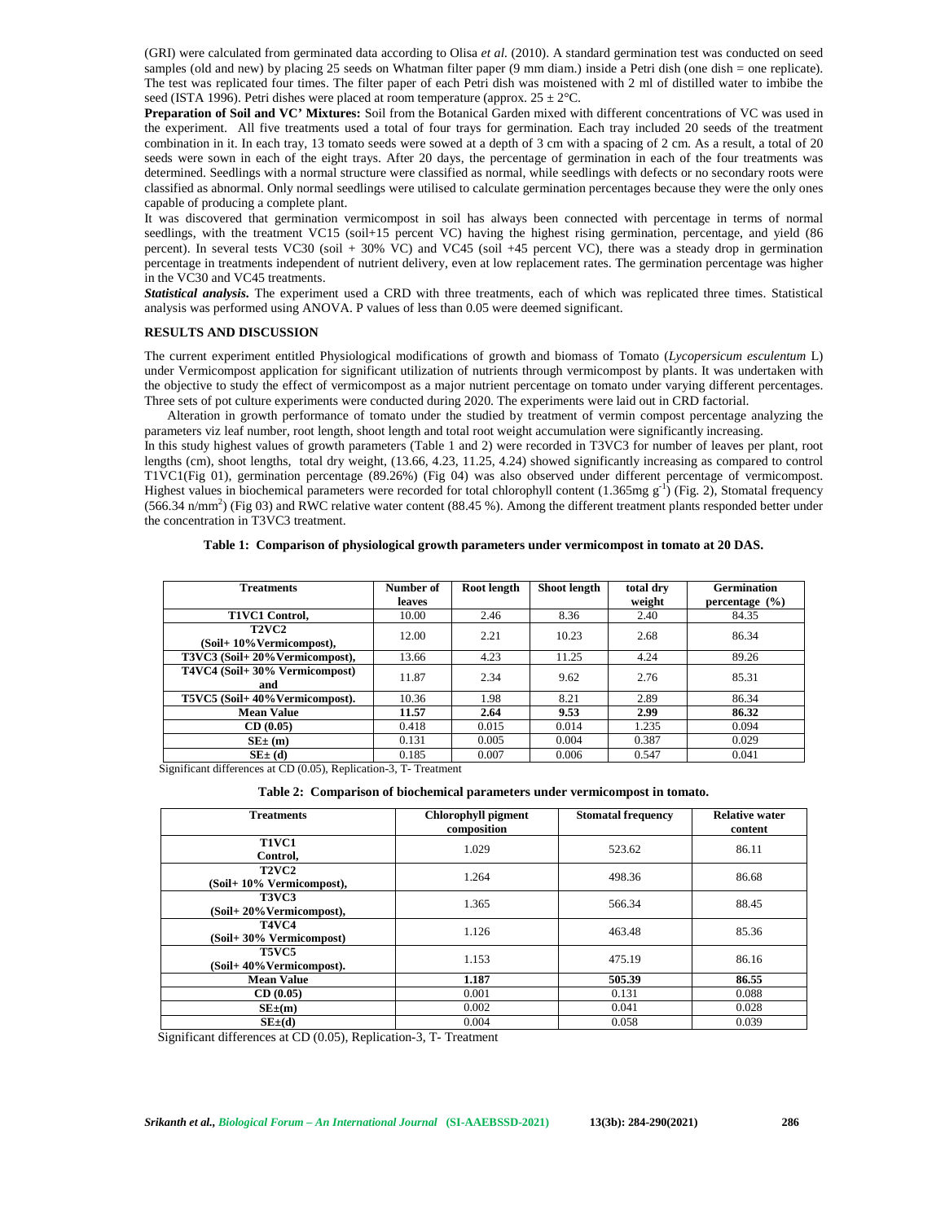(GRI) were calculated from germinated data according to Olisa *et al.* (2010). A standard germination test was conducted on seed samples (old and new) by placing 25 seeds on Whatman filter paper (9 mm diam.) inside a Petri dish (one dish = one replicate). The test was replicated four times. The filter paper of each Petri dish was moistened with 2 ml of distilled water to imbibe the seed (ISTA 1996). Petri dishes were placed at room temperature (approx. 25 ± 2°C.

**Preparation of Soil and VC' Mixtures:** Soil from the Botanical Garden mixed with different concentrations of VC was used in the experiment. All five treatments used a total of four trays for germination. Each tray included 20 seeds of the treatment combination in it. In each tray, 13 tomato seeds were sowed at a depth of 3 cm with a spacing of 2 cm. As a result, a total of 20 seeds were sown in each of the eight trays. After 20 days, the percentage of germination in each of the four treatments was determined. Seedlings with a normal structure were classified as normal, while seedlings with defects or no secondary roots were classified as abnormal. Only normal seedlings were utilised to calculate germination percentages because they were the only ones capable of producing a complete plant.

It was discovered that germination vermicompost in soil has always been connected with percentage in terms of normal seedlings, with the treatment VC15 (soil+15 percent VC) having the highest rising germination, percentage, and yield (86 percent). In several tests VC30 (soil + 30% VC) and VC45 (soil +45 percent VC), there was a steady drop in germination percentage in treatments independent of nutrient delivery, even at low replacement rates. The germination percentage was higher in the VC30 and VC45 treatments.

***Statistical analysis.*** The experiment used a CRD with three treatments, each of which was replicated three times. Statistical analysis was performed using ANOVA. P values of less than 0.05 were deemed significant.

## RESULTS AND DISCUSSION

The current experiment entitled Physiological modifications of growth and biomass of Tomato (*Lycopersicum esculentum* L) under Vermicompost application for significant utilization of nutrients through vermicompost by plants. It was undertaken with the objective to study the effect of vermicompost as a major nutrient percentage on tomato under varying different percentages. Three sets of pot culture experiments were conducted during 2020. The experiments were laid out in CRD factorial.

Alteration in growth performance of tomato under the studied by treatment of vermin compost percentage analyzing the parameters viz leaf number, root length, shoot length and total root weight accumulation were significantly increasing.

In this study highest values of growth parameters (Table 1 and 2) were recorded in T3VC3 for number of leaves per plant, root lengths (cm), shoot lengths, total dry weight, (13.66, 4.23, 11.25, 4.24) showed significantly increasing as compared to control T1VC1(Fig 01), germination percentage (89.26%) (Fig 04) was also observed under different percentage of vermicompost. Highest values in biochemical parameters were recorded for total chlorophyll content (1.365mg $g^{-1}$) (Fig. 2), Stomatal frequency (566.34 n/$mm^2$) (Fig 03) and RWC relative water content (88.45 %). Among the different treatment plants responded better under the concentration in T3VC3 treatment.

**Table 1: Comparison of physiological growth parameters under vermicompost in tomato at 20 DAS.**

| Treatments | Number of leaves | Root length | Shoot length | total dry weight | Germination percentage (%) |
|---|---|---|---|---|---|
| **T1VC1 Control,** | 10.00 | 2.46 | 8.36 | 2.40 | 84.35 |
| **T2VC2 (Soil+ 10%Vermicompost),** | 12.00 | 2.21 | 10.23 | 2.68 | 86.34 |
| **T3VC3 (Soil+ 20%Vermicompost),** | 13.66 | 4.23 | 11.25 | 4.24 | 89.26 |
| **T4VC4 (Soil+ 30% Vermicompost) and** | 11.87 | 2.34 | 9.62 | 2.76 | 85.31 |
| **T5VC5 (Soil+ 40%Vermicompost).** | 10.36 | 1.98 | 8.21 | 2.89 | 86.34 |
| **Mean Value** | **11.57** | **2.64** | **9.53** | **2.99** | **86.32** |
| **CD (0.05)** | 0.418 | 0.015 | 0.014 | 1.235 | 0.094 |
| **SE± (m)** | 0.131 | 0.005 | 0.004 | 0.387 | 0.029 |
| **SE± (d)** | 0.185 | 0.007 | 0.006 | 0.547 | 0.041 |

Significant differences at CD (0.05), Replication-3, T- Treatment

**Table 2: Comparison of biochemical parameters under vermicompost in tomato.**

| Treatments | Chlorophyll pigment composition | Stomatal frequency | Relative water content |
|---|---|---|---|
| **T1VC1 Control,** | 1.029 | 523.62 | 86.11 |
| **T2VC2 (Soil+ 10% Vermicompost),** | 1.264 | 498.36 | 86.68 |
| **T3VC3 (Soil+ 20%Vermicompost),** | 1.365 | 566.34 | 88.45 |
| **T4VC4 (Soil+ 30% Vermicompost)** | 1.126 | 463.48 | 85.36 |
| **T5VC5 (Soil+ 40%Vermicompost).** | 1.153 | 475.19 | 86.16 |
| **Mean Value** | **1.187** | **505.39** | **86.55** |
| **CD (0.05)** | 0.001 | 0.131 | 0.088 |
| **SE±(m)** | 0.002 | 0.041 | 0.028 |
| **SE±(d)** | 0.004 | 0.058 | 0.039 |

Significant differences at CD (0.05), Replication-3, T- Treatment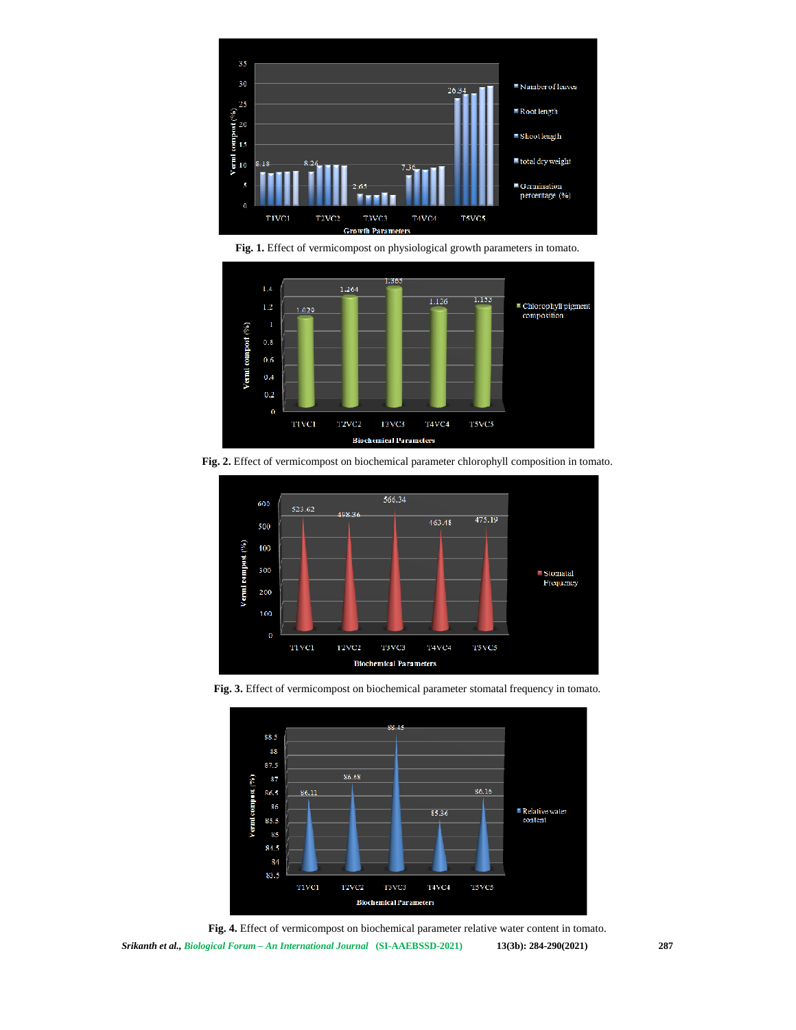**Fig. 1.** Effect of vermicompost on physiological growth parameters in tomato.

**Fig. 2.** Effect of vermicompost on biochemical parameter chlorophyll composition in tomato.

**Fig. 3.** Effect of vermicompost on biochemical parameter stomatal frequency in tomato.

**Fig. 4.** Effect of vermicompost on biochemical parameter relative water content in tomato.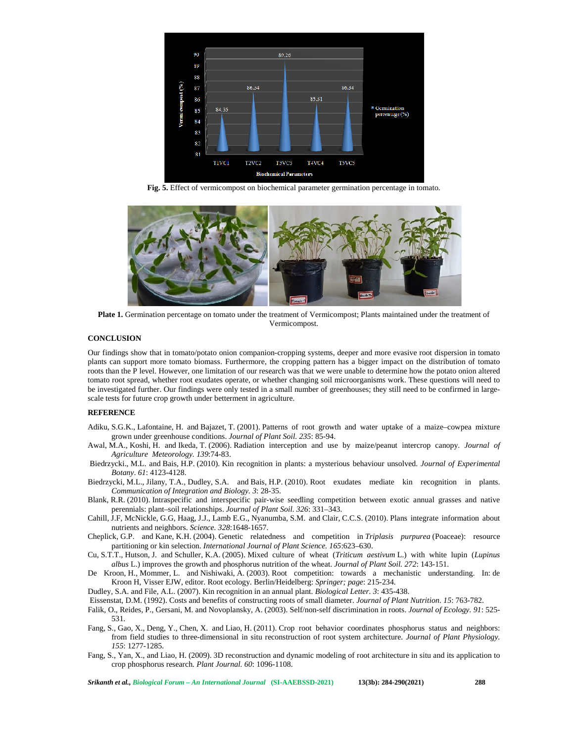Fig. 5. Effect of vermicompost on biochemical parameter germination percentage in tomato.

Plate 1. Germination percentage on tomato under the treatment of Vermicompost; Plants maintained under the treatment of Vermicompost.

## CONCLUSION

Our findings show that in tomato/potato onion companion-cropping systems, deeper and more evasive root dispersion in tomato plants can support more tomato biomass. Furthermore, the cropping pattern has a bigger impact on the distribution of tomato roots than the P level. However, one limitation of our research was that we were unable to determine how the potato onion altered tomato root spread, whether root exudates operate, or whether changing soil microorganisms work. These questions will need to be investigated further. Our findings were only tested in a small number of greenhouses; they still need to be confirmed in large-scale tests for future crop growth under betterment in agriculture.

## REFERENCE

Adiku, S.G.K., Lafontaine, H. and Bajazet, T. (2001). Patterns of root growth and water uptake of a maize–cowpea mixture grown under greenhouse conditions. *Journal of Plant Soil. 235*: 85-94.

Awal, M.A., Koshi, H. and Ikeda, T. (2006). Radiation interception and use by maize/peanut intercrop canopy. *Journal of Agriculture Meteorology. 139*:74-83.

Biedrzycki., M.L. and Bais, H.P. (2010). Kin recognition in plants: a mysterious behaviour unsolved. *Journal of Experimental Botany. 61*: 4123-4128.

Biedrzycki, M.L., Jilany, T.A., Dudley, S.A. and Bais, H.P. (2010). Root exudates mediate kin recognition in plants. *Communication of Integration and Biology. 3*: 28-35.

Blank, R.R. (2010). Intraspecific and interspecific pair-wise seedling competition between exotic annual grasses and native perennials: plant–soil relationships. *Journal of Plant Soil. 326*: 331–343.

Cahill, J.F, McNickle, G.G, Haag, J.J., Lamb E.G., Nyanumba, S.M. and Clair, C.C.S. (2010). Plans integrate information about nutrients and neighbors. *Science. 328*:1648-1657.

Cheplick, G.P. and Kane, K.H. (2004). Genetic relatedness and competition in *Triplasis purpurea* (Poaceae): resource partitioning or kin selection. *International Journal of Plant Science. 165*:623–630.

Cu, S.T.T., Hutson, J. and Schuller, K.A. (2005). Mixed culture of wheat (*Triticum aestivum* L.) with white lupin (*Lupinus albus* L.) improves the growth and phosphorus nutrition of the wheat. *Journal of Plant Soil. 272*: 143-151.

De Kroon, H., Mommer, L. and Nishiwaki, A. (2003). Root competition: towards a mechanistic understanding. In: de Kroon H, Visser EJW, editor. Root ecology. Berlin/Heidelberg: *Springer; page*: 215-234.

Dudley, S.A. and File, A.L. (2007). Kin recognition in an annual plant. *Biological Letter. 3*: 435-438.

Eissenstat, D.M. (1992). Costs and benefits of constructing roots of small diameter. *Journal of Plant Nutrition. 15*: 763-782.

Falik, O., Reides, P., Gersani, M. and Novoplansky, A. (2003). Self/non-self discrimination in roots. *Journal of Ecology. 91*: 525-531.

Fang, S., Gao, X., Deng, Y., Chen, X. and Liao, H. (2011). Crop root behavior coordinates phosphorus status and neighbors: from field studies to three-dimensional in situ reconstruction of root system architecture. *Journal of Plant Physiology. 155*: 1277-1285.

Fang, S., Yan, X., and Liao, H. (2009). 3D reconstruction and dynamic modeling of root architecture in situ and its application to crop phosphorus research. *Plant Journal. 60*: 1096-1108.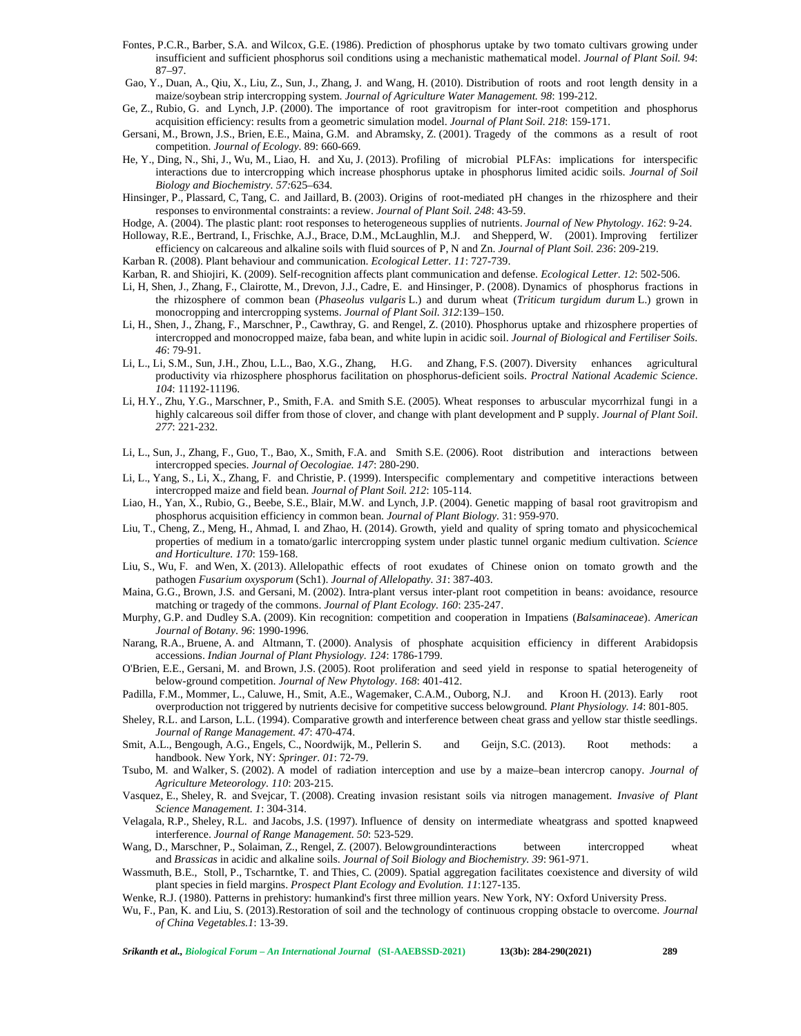Fontes, P.C.R., Barber, S.A. and Wilcox, G.E. (1986). Prediction of phosphorus uptake by two tomato cultivars growing under insufficient and sufficient phosphorus soil conditions using a mechanistic mathematical model. *Journal of Plant Soil. 94*: 87–97.

Gao, Y., Duan, A., Qiu, X., Liu, Z., Sun, J., Zhang, J. and Wang, H. (2010). Distribution of roots and root length density in a maize/soybean strip intercropping system. *Journal of Agriculture Water Management. 98*: 199-212.

Ge, Z., Rubio, G. and Lynch, J.P. (2000). The importance of root gravitropism for inter-root competition and phosphorus acquisition efficiency: results from a geometric simulation model. *Journal of Plant Soil. 218*: 159-171.

Gersani, M., Brown, J.S., Brien, E.E., Maina, G.M. and Abramsky, Z. (2001). Tragedy of the commons as a result of root competition. *Journal of Ecology.* 89: 660-669.

He, Y., Ding, N., Shi, J., Wu, M., Liao, H. and Xu, J. (2013). Profiling of microbial PLFAs: implications for interspecific interactions due to intercropping which increase phosphorus uptake in phosphorus limited acidic soils. *Journal of Soil Biology and Biochemistry. 57*:625–634.

Hinsinger, P., Plassard, C, Tang, C. and Jaillard, B. (2003). Origins of root-mediated pH changes in the rhizosphere and their responses to environmental constraints: a review. *Journal of Plant Soil. 248*: 43-59.

Hodge, A. (2004). The plastic plant: root responses to heterogeneous supplies of nutrients. *Journal of New Phytology. 162*: 9-24.

Holloway, R.E., Bertrand, I., Frischke, A.J., Brace, D.M., McLaughlin, M.J. and Shepperd, W. (2001). Improving fertilizer efficiency on calcareous and alkaline soils with fluid sources of P, N and Zn. *Journal of Plant Soil. 236*: 209-219.

Karban R. (2008). Plant behaviour and communication. *Ecological Letter. 11*: 727-739.

Karban, R. and Shiojiri, K. (2009). Self-recognition affects plant communication and defense. *Ecological Letter. 12*: 502-506.

Li, H, Shen, J., Zhang, F., Clairotte, M., Drevon, J.J., Cadre, E. and Hinsinger, P. (2008). Dynamics of phosphorus fractions in the rhizosphere of common bean (*Phaseolus vulgaris* L.) and durum wheat (*Triticum turgidum durum* L.) grown in monocropping and intercropping systems. *Journal of Plant Soil. 312*:139–150.

Li, H., Shen, J., Zhang, F., Marschner, P., Cawthray, G. and Rengel, Z. (2010). Phosphorus uptake and rhizosphere properties of intercropped and monocropped maize, faba bean, and white lupin in acidic soil. *Journal of Biological and Fertiliser Soils. 46*: 79-91.

Li, L., Li, S.M., Sun, J.H., Zhou, L.L., Bao, X.G., Zhang, H.G. and Zhang, F.S. (2007). Diversity enhances agricultural productivity via rhizosphere phosphorus facilitation on phosphorus-deficient soils. *Proctral National Academic Science. 104*: 11192-11196.

Li, H.Y., Zhu, Y.G., Marschner, P., Smith, F.A. and Smith S.E. (2005). Wheat responses to arbuscular mycorrhizal fungi in a highly calcareous soil differ from those of clover, and change with plant development and P supply. *Journal of Plant Soil. 277*: 221-232.

Li, L., Sun, J., Zhang, F., Guo, T., Bao, X., Smith, F.A. and Smith S.E. (2006). Root distribution and interactions between intercropped species. *Journal of Oecologiae. 147*: 280-290.

Li, L., Yang, S., Li, X., Zhang, F. and Christie, P. (1999). Interspecific complementary and competitive interactions between intercropped maize and field bean. *Journal of Plant Soil. 212*: 105-114.

Liao, H., Yan, X., Rubio, G., Beebe, S.E., Blair, M.W. and Lynch, J.P. (2004). Genetic mapping of basal root gravitropism and phosphorus acquisition efficiency in common bean. *Journal of Plant Biology.* 31: 959-970.

Liu, T., Cheng, Z., Meng, H., Ahmad, I. and Zhao, H. (2014). Growth, yield and quality of spring tomato and physicochemical properties of medium in a tomato/garlic intercropping system under plastic tunnel organic medium cultivation. *Science and Horticulture. 170*: 159-168.

Liu, S., Wu, F. and Wen, X. (2013). Allelopathic effects of root exudates of Chinese onion on tomato growth and the pathogen *Fusarium oxysporum* (Sch1). *Journal of Allelopathy. 31*: 387-403.

Maina, G.G., Brown, J.S. and Gersani, M. (2002). Intra-plant versus inter-plant root competition in beans: avoidance, resource matching or tragedy of the commons. *Journal of Plant Ecology. 160*: 235-247.

Murphy, G.P. and Dudley S.A. (2009). Kin recognition: competition and cooperation in Impatiens (*Balsaminaceae*). *American Journal of Botany. 96*: 1990-1996.

Narang, R.A., Bruene, A. and Altmann, T. (2000). Analysis of phosphate acquisition efficiency in different Arabidopsis accessions. *Indian Journal of Plant Physiology. 124*: 1786-1799.

O'Brien, E.E., Gersani, M. and Brown, J.S. (2005). Root proliferation and seed yield in response to spatial heterogeneity of below-ground competition. *Journal of New Phytology. 168*: 401-412.

Padilla, F.M., Mommer, L., Caluwe, H., Smit, A.E., Wagemaker, C.A.M., Ouborg, N.J. and Kroon H. (2013). Early root overproduction not triggered by nutrients decisive for competitive success belowground. *Plant Physiology. 14*: 801-805.

Sheley, R.L. and Larson, L.L. (1994). Comparative growth and interference between cheat grass and yellow star thistle seedlings. *Journal of Range Management. 47*: 470-474.

Smit, A.L., Bengough, A.G., Engels, C., Noordwijk, M., Pellerin S. and Geijn, S.C. (2013). Root methods: a handbook. New York, NY: *Springer. 01*: 72-79.

Tsubo, M. and Walker, S. (2002). A model of radiation interception and use by a maize–bean intercrop canopy. *Journal of Agriculture Meteorology. 110*: 203-215.

Vasquez, E., Sheley, R. and Svejcar, T. (2008). Creating invasion resistant soils via nitrogen management. *Invasive of Plant Science Management. 1*: 304-314.

Velagala, R.P., Sheley, R.L. and Jacobs, J.S. (1997). Influence of density on intermediate wheatgrass and spotted knapweed interference. *Journal of Range Management. 50*: 523-529.

Wang, D., Marschner, P., Solaiman, Z., Rengel, Z. (2007). Belowgroundinteractions between intercropped wheat and *Brassicas* in acidic and alkaline soils. *Journal of Soil Biology and Biochemistry. 39*: 961-971.

Wassmuth, B.E., Stoll, P., Tscharntke, T. and Thies, C. (2009). Spatial aggregation facilitates coexistence and diversity of wild plant species in field margins. *Prospect Plant Ecology and Evolution. 11*:127-135.

Wenke, R.J. (1980). Patterns in prehistory: humankind's first three million years. New York, NY: Oxford University Press.

Wu, F., Pan, K. and Liu, S. (2013).Restoration of soil and the technology of continuous cropping obstacle to overcome. *Journal of China Vegetables.1*: 13-39.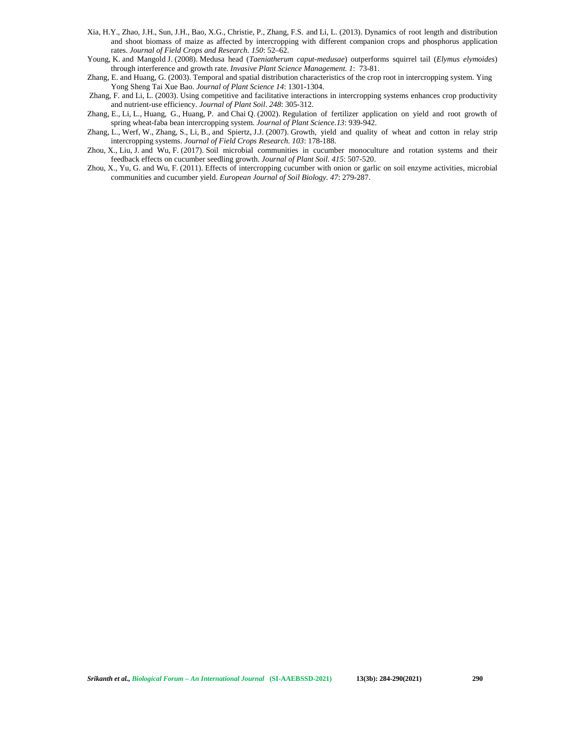Xia, H.Y., Zhao, J.H., Sun, J.H., Bao, X.G., Christie, P., Zhang, F.S. and Li, L. (2013). Dynamics of root length and distribution and shoot biomass of maize as affected by intercropping with different companion crops and phosphorus application rates. *Journal of Field Crops and Research*. *150*: 52–62.

Young, K. and Mangold J. (2008). Medusa head (*Taeniatherum caput-medusae*) outperforms squirrel tail (*Elymus elymoides*) through interference and growth rate. *Invasive Plant Science Management. 1*: 73-81.

Zhang, E. and Huang, G. (2003). Temporal and spatial distribution characteristics of the crop root in intercropping system. Ying Yong Sheng Tai Xue Bao. *Journal of Plant Science 14*: 1301-1304.

Zhang, F. and Li, L. (2003). Using competitive and facilitative interactions in intercropping systems enhances crop productivity and nutrient-use efficiency. *Journal of Plant Soil*. *248*: 305-312.

Zhang, E., Li, L., Huang, G., Huang, P. and Chai Q. (2002). Regulation of fertilizer application on yield and root growth of spring wheat-faba bean intercropping system. *Journal of Plant Science.13*: 939-942.

Zhang, L., Werf, W., Zhang, S., Li, B., and Spiertz, J.J. (2007). Growth, yield and quality of wheat and cotton in relay strip intercropping systems. *Journal of Field Crops Research. 103*: 178-188.

Zhou, X., Liu, J. and Wu, F. (2017). Soil microbial communities in cucumber monoculture and rotation systems and their feedback effects on cucumber seedling growth. *Journal of Plant Soil. 415*: 507-520.

Zhou, X., Yu, G. and Wu, F. (2011). Effects of intercropping cucumber with onion or garlic on soil enzyme activities, microbial communities and cucumber yield. *European Journal of Soil Biology. 47*: 279-287.